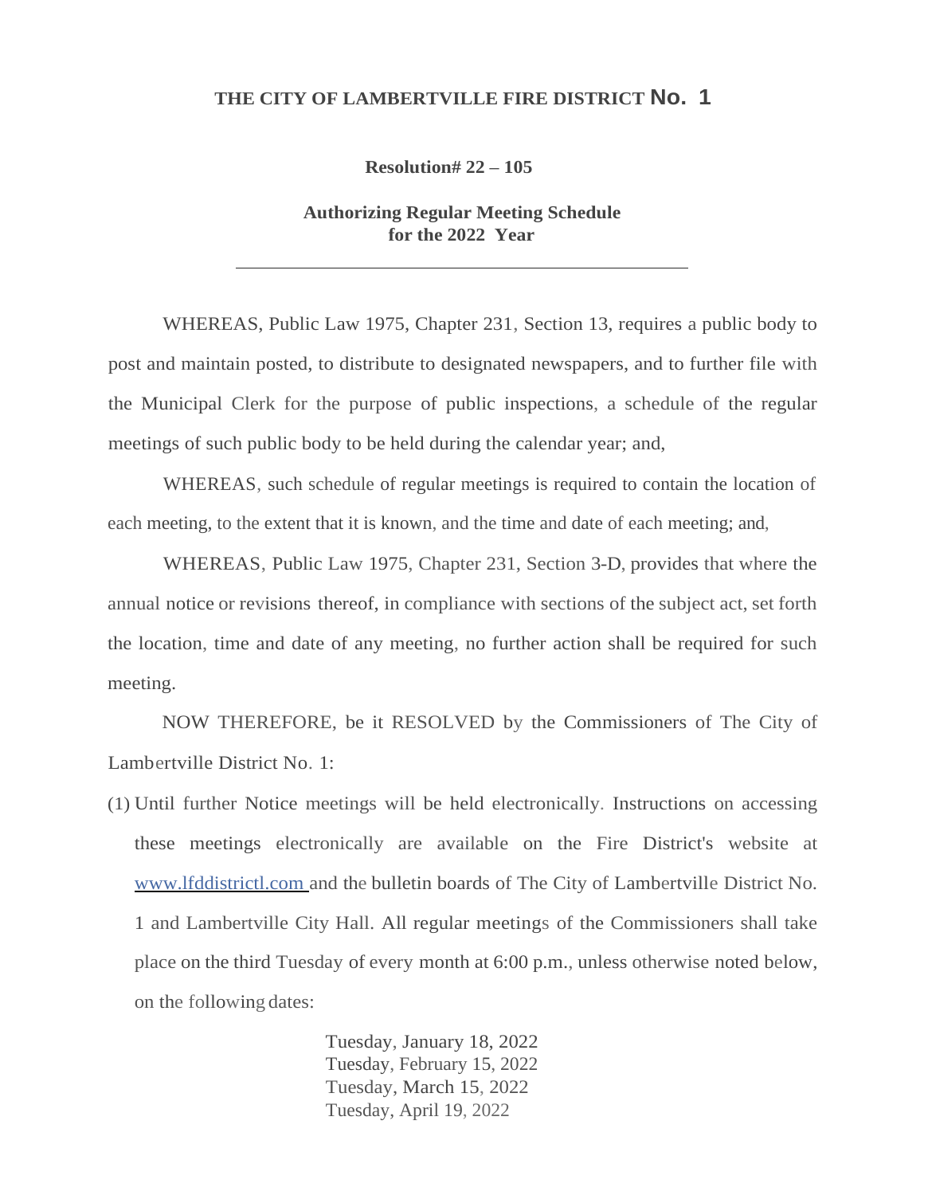# THE CITY OF LAMBERTVILLE FIRE DISTRICT No. 1

**Resolution# 22 – 105**

**Authorizing Regular Meeting Schedule for the 2022 Year**

---

WHEREAS, Public Law 1975, Chapter 231, Section 13, requires a public body to post and maintain posted, to distribute to designated newspapers, and to further file with the Municipal Clerk for the purpose of public inspections, a schedule of the regular meetings of such public body to be held during the calendar year; and,

WHEREAS, such schedule of regular meetings is required to contain the location of each meeting, to the extent that it is known, and the time and date of each meeting; and,

WHEREAS, Public Law 1975, Chapter 231, Section 3-D, provides that where the annual notice or revisions thereof, in compliance with sections of the subject act, set forth the location, time and date of any meeting, no further action shall be required for such meeting.

NOW THEREFORE, be it RESOLVED by the Commissioners of The City of Lambertville District No. 1:

(1) Until further Notice meetings will be held electronically. Instructions on accessing these meetings electronically are available on the Fire District's website at www.lfddistrictl.com and the bulletin boards of The City of Lambertville District No. 1 and Lambertville City Hall. All regular meetings of the Commissioners shall take place on the third Tuesday of every month at 6:00 p.m., unless otherwise noted below, on the following dates:

Tuesday, January 18, 2022
Tuesday, February 15, 2022
Tuesday, March 15, 2022
Tuesday, April 19, 2022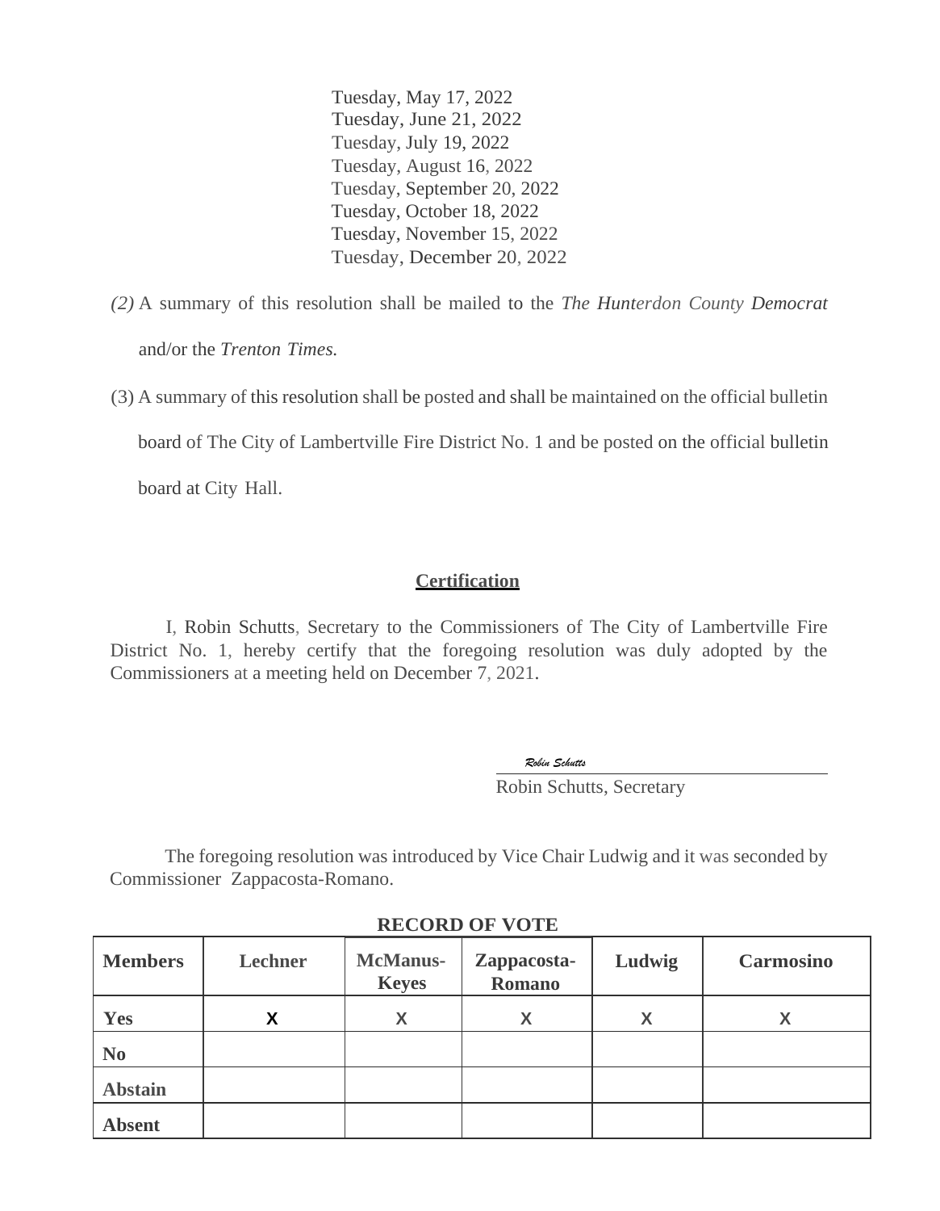Tuesday, May 17, 2022
Tuesday, June 21, 2022
Tuesday, July 19, 2022
Tuesday, August 16, 2022
Tuesday, September 20, 2022
Tuesday, October 18, 2022
Tuesday, November 15, 2022
Tuesday, December 20, 2022

*(2)* A summary of this resolution shall be mailed to the *The Hunterdon County Democrat* and/or the *Trenton Times.*

(3) A summary of this resolution shall be posted and shall be maintained on the official bulletin board of The City of Lambertville Fire District No. 1 and be posted on the official bulletin board at City Hall.

## **Certification**

I, Robin Schutts, Secretary to the Commissioners of The City of Lambertville Fire District No. 1, hereby certify that the foregoing resolution was duly adopted by the Commissioners at a meeting held on December 7, 2021.

*Robin Schutts*
Robin Schutts, Secretary

The foregoing resolution was introduced by Vice Chair Ludwig and it was seconded by Commissioner Zappacosta-Romano.

**RECORD OF VOTE**

| Members | Lechner | McManus-Keyes | Zappacosta-Romano | Ludwig | Carmosino |
|---|---|---|---|---|---|
| Yes | X | X | X | X | X |
| No | | | | | |
| Abstain | | | | | |
| Absent | | | | | |